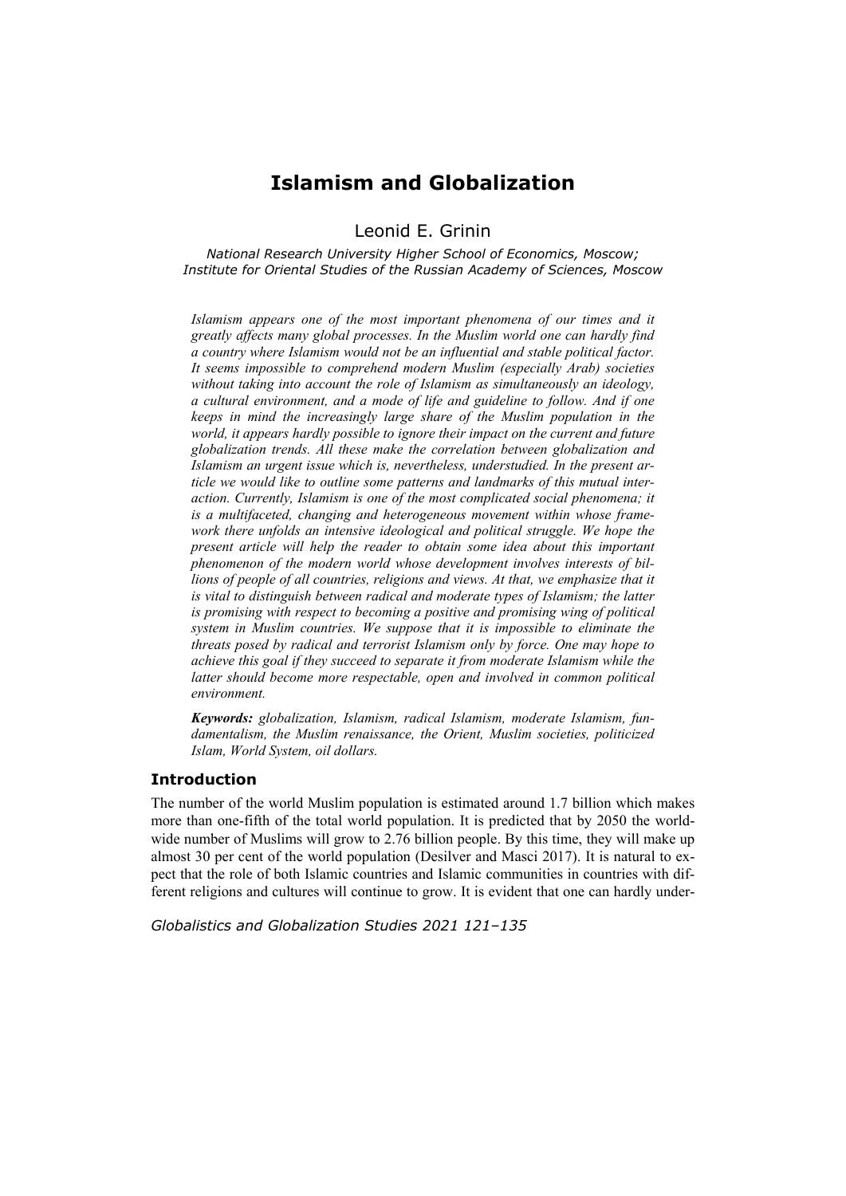# Islamism and Globalization

Leonid E. Grinin

*National Research University Higher School of Economics, Moscow; Institute for Oriental Studies of the Russian Academy of Sciences, Moscow*

*Islamism appears one of the most important phenomena of our times and it greatly affects many global processes. In the Muslim world one can hardly find a country where Islamism would not be an influential and stable political factor. It seems impossible to comprehend modern Muslim (especially Arab) societies without taking into account the role of Islamism as simultaneously an ideology, a cultural environment, and a mode of life and guideline to follow. And if one keeps in mind the increasingly large share of the Muslim population in the world, it appears hardly possible to ignore their impact on the current and future globalization trends. All these make the correlation between globalization and Islamism an urgent issue which is, nevertheless, understudied. In the present article we would like to outline some patterns and landmarks of this mutual interaction. Currently, Islamism is one of the most complicated social phenomena; it is a multifaceted, changing and heterogeneous movement within whose framework there unfolds an intensive ideological and political struggle. We hope the present article will help the reader to obtain some idea about this important phenomenon of the modern world whose development involves interests of billions of people of all countries, religions and views. At that, we emphasize that it is vital to distinguish between radical and moderate types of Islamism; the latter is promising with respect to becoming a positive and promising wing of political system in Muslim countries. We suppose that it is impossible to eliminate the threats posed by radical and terrorist Islamism only by force. One may hope to achieve this goal if they succeed to separate it from moderate Islamism while the latter should become more respectable, open and involved in common political environment.*

***Keywords:*** *globalization, Islamism, radical Islamism, moderate Islamism, fundamentalism, the Muslim renaissance, the Orient, Muslim societies, politicized Islam, World System, oil dollars.*

## Introduction

The number of the world Muslim population is estimated around 1.7 billion which makes more than one-fifth of the total world population. It is predicted that by 2050 the worldwide number of Muslims will grow to 2.76 billion people. By this time, they will make up almost 30 per cent of the world population (Desilver and Masci 2017). It is natural to expect that the role of both Islamic countries and Islamic communities in countries with different religions and cultures will continue to grow. It is evident that one can hardly under-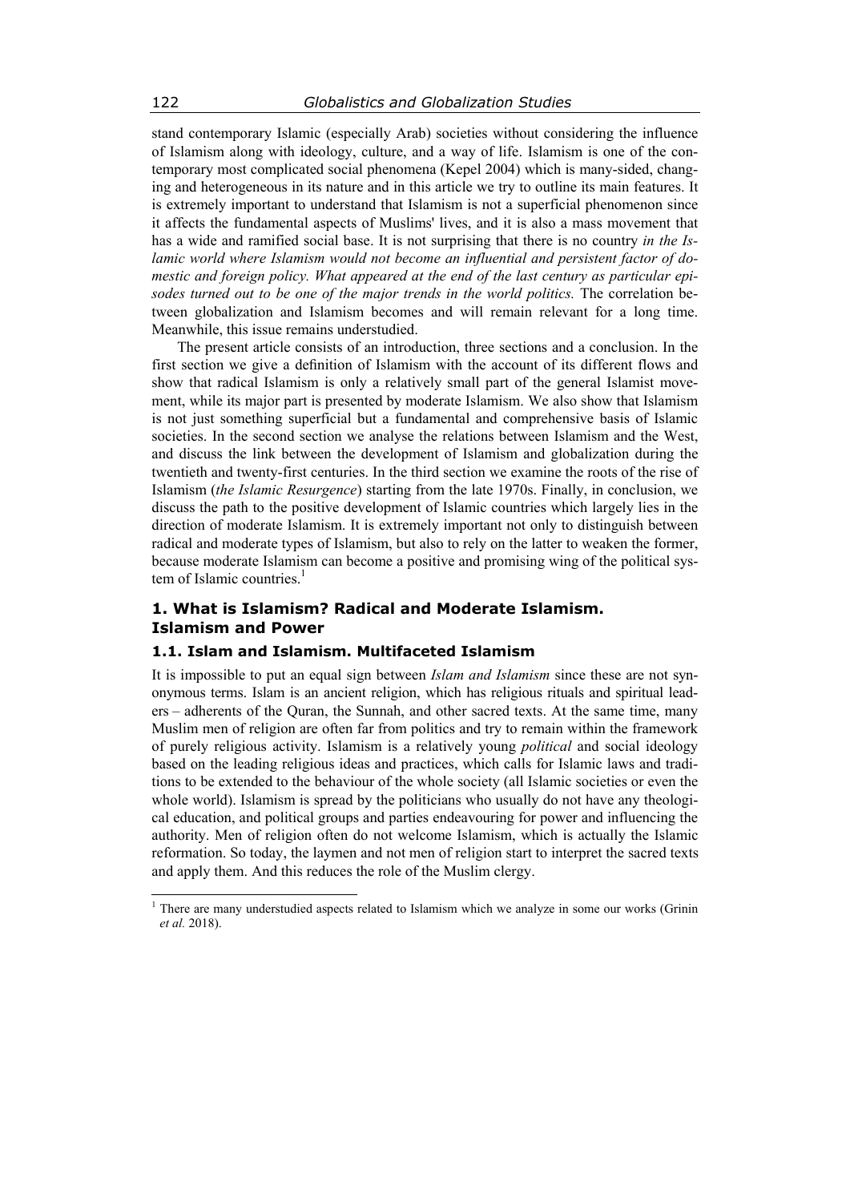stand contemporary Islamic (especially Arab) societies without considering the influence of Islamism along with ideology, culture, and a way of life. Islamism is one of the contemporary most complicated social phenomena (Kepel 2004) which is many-sided, changing and heterogeneous in its nature and in this article we try to outline its main features. It is extremely important to understand that Islamism is not a superficial phenomenon since it affects the fundamental aspects of Muslims' lives, and it is also a mass movement that has a wide and ramified social base. It is not surprising that there is no country *in the Islamic world where Islamism would not become an influential and persistent factor of domestic and foreign policy. What appeared at the end of the last century as particular episodes turned out to be one of the major trends in the world politics.* The correlation between globalization and Islamism becomes and will remain relevant for a long time. Meanwhile, this issue remains understudied.

The present article consists of an introduction, three sections and a conclusion. In the first section we give a definition of Islamism with the account of its different flows and show that radical Islamism is only a relatively small part of the general Islamist movement, while its major part is presented by moderate Islamism. We also show that Islamism is not just something superficial but a fundamental and comprehensive basis of Islamic societies. In the second section we analyse the relations between Islamism and the West, and discuss the link between the development of Islamism and globalization during the twentieth and twenty-first centuries. In the third section we examine the roots of the rise of Islamism (*the Islamic Resurgence*) starting from the late 1970s. Finally, in conclusion, we discuss the path to the positive development of Islamic countries which largely lies in the direction of moderate Islamism. It is extremely important not only to distinguish between radical and moderate types of Islamism, but also to rely on the latter to weaken the former, because moderate Islamism can become a positive and promising wing of the political system of Islamic countries.[1]

## 1. What is Islamism? Radical and Moderate Islamism. Islamism and Power

### 1.1. Islam and Islamism. Multifaceted Islamism

It is impossible to put an equal sign between *Islam and Islamism* since these are not synonymous terms. Islam is an ancient religion, which has religious rituals and spiritual leaders – adherents of the Quran, the Sunnah, and other sacred texts. At the same time, many Muslim men of religion are often far from politics and try to remain within the framework of purely religious activity. Islamism is a relatively young *political* and social ideology based on the leading religious ideas and practices, which calls for Islamic laws and traditions to be extended to the behaviour of the whole society (all Islamic societies or even the whole world). Islamism is spread by the politicians who usually do not have any theological education, and political groups and parties endeavouring for power and influencing the authority. Men of religion often do not welcome Islamism, which is actually the Islamic reformation. So today, the laymen and not men of religion start to interpret the sacred texts and apply them. And this reduces the role of the Muslim clergy.

[1] There are many understudied aspects related to Islamism which we analyze in some our works (Grinin *et al.* 2018).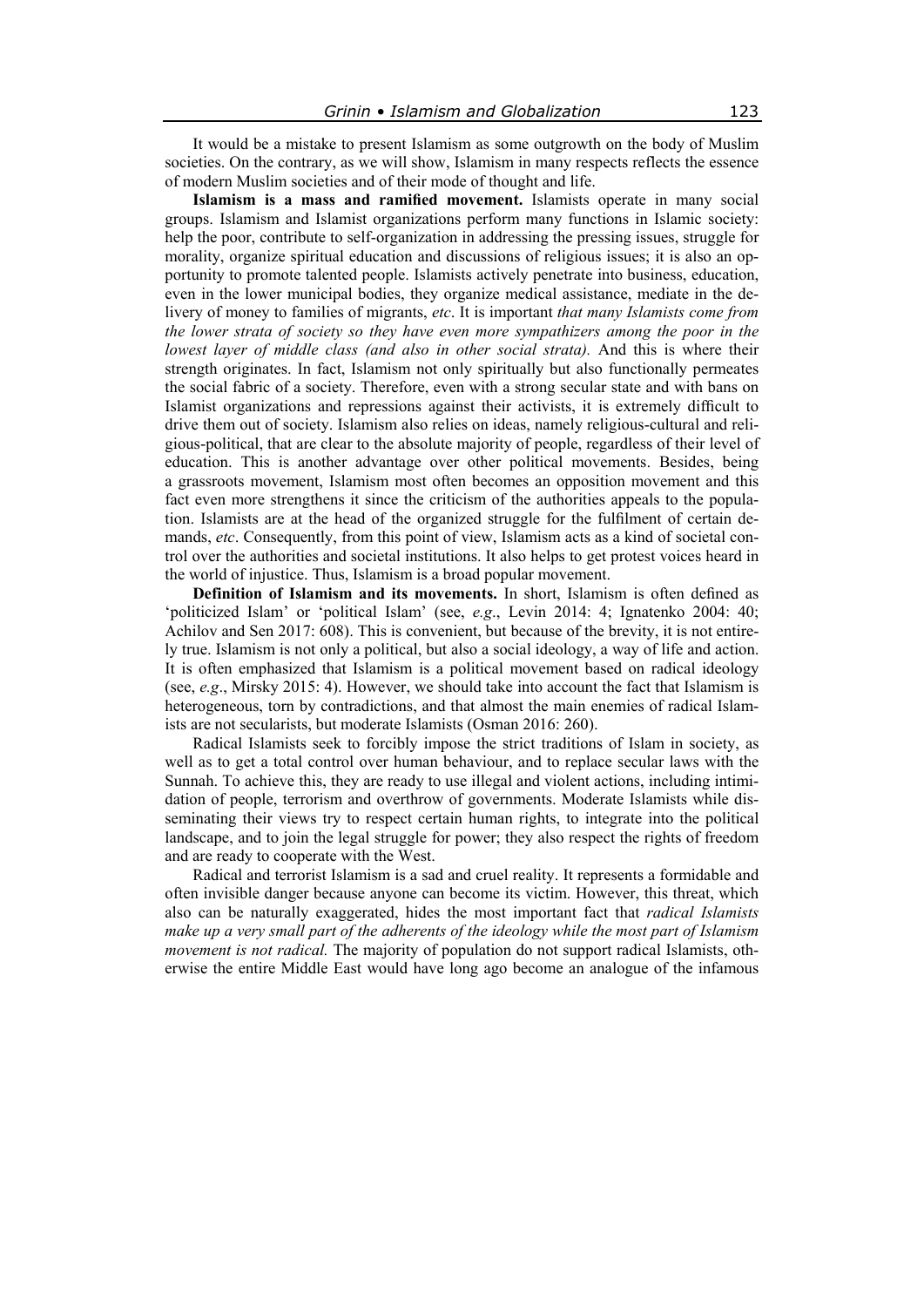It would be a mistake to present Islamism as some outgrowth on the body of Muslim societies. On the contrary, as we will show, Islamism in many respects reflects the essence of modern Muslim societies and of their mode of thought and life.

**Islamism is a mass and ramified movement.** Islamists operate in many social groups. Islamism and Islamist organizations perform many functions in Islamic society: help the poor, contribute to self-organization in addressing the pressing issues, struggle for morality, organize spiritual education and discussions of religious issues; it is also an opportunity to promote talented people. Islamists actively penetrate into business, education, even in the lower municipal bodies, they organize medical assistance, mediate in the delivery of money to families of migrants, *etc*. It is important *that many Islamists come from the lower strata of society so they have even more sympathizers among the poor in the lowest layer of middle class (and also in other social strata).* And this is where their strength originates. In fact, Islamism not only spiritually but also functionally permeates the social fabric of a society. Therefore, even with a strong secular state and with bans on Islamist organizations and repressions against their activists, it is extremely difficult to drive them out of society. Islamism also relies on ideas, namely religious-cultural and religious-political, that are clear to the absolute majority of people, regardless of their level of education. This is another advantage over other political movements. Besides, being a grassroots movement, Islamism most often becomes an opposition movement and this fact even more strengthens it since the criticism of the authorities appeals to the population. Islamists are at the head of the organized struggle for the fulfilment of certain demands, *etc*. Consequently, from this point of view, Islamism acts as a kind of societal control over the authorities and societal institutions. It also helps to get protest voices heard in the world of injustice. Thus, Islamism is a broad popular movement.

**Definition of Islamism and its movements.** In short, Islamism is often defined as 'politicized Islam' or 'political Islam' (see, *e.g*., Levin 2014: 4; Ignatenko 2004: 40; Achilov and Sen 2017: 608). This is convenient, but because of the brevity, it is not entirely true. Islamism is not only a political, but also a social ideology, a way of life and action. It is often emphasized that Islamism is a political movement based on radical ideology (see, *e.g*., Mirsky 2015: 4). However, we should take into account the fact that Islamism is heterogeneous, torn by contradictions, and that almost the main enemies of radical Islamists are not secularists, but moderate Islamists (Osman 2016: 260).

Radical Islamists seek to forcibly impose the strict traditions of Islam in society, as well as to get a total control over human behaviour, and to replace secular laws with the Sunnah. To achieve this, they are ready to use illegal and violent actions, including intimidation of people, terrorism and overthrow of governments. Moderate Islamists while disseminating their views try to respect certain human rights, to integrate into the political landscape, and to join the legal struggle for power; they also respect the rights of freedom and are ready to cooperate with the West.

Radical and terrorist Islamism is a sad and cruel reality. It represents a formidable and often invisible danger because anyone can become its victim. However, this threat, which also can be naturally exaggerated, hides the most important fact that *radical Islamists make up a very small part of the adherents of the ideology while the most part of Islamism movement is not radical.* The majority of population do not support radical Islamists, otherwise the entire Middle East would have long ago become an analogue of the infamous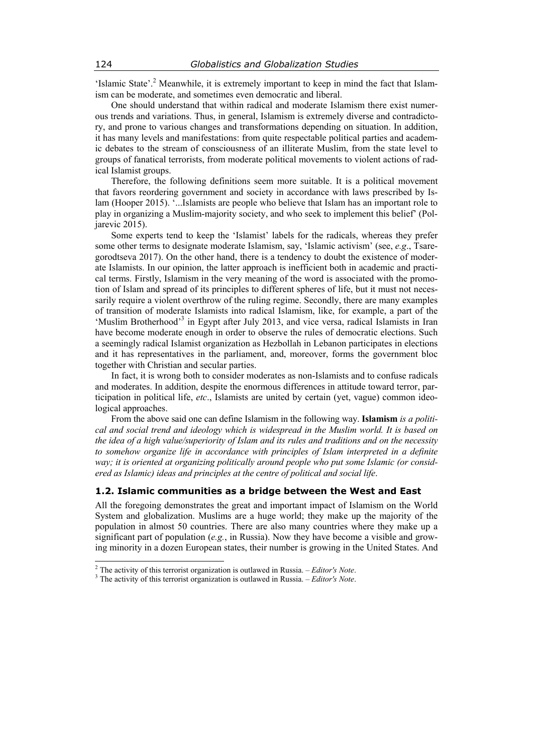'Islamic State'.[2] Meanwhile, it is extremely important to keep in mind the fact that Islamism can be moderate, and sometimes even democratic and liberal.

One should understand that within radical and moderate Islamism there exist numerous trends and variations. Thus, in general, Islamism is extremely diverse and contradictory, and prone to various changes and transformations depending on situation. In addition, it has many levels and manifestations: from quite respectable political parties and academic debates to the stream of consciousness of an illiterate Muslim, from the state level to groups of fanatical terrorists, from moderate political movements to violent actions of radical Islamist groups.

Therefore, the following definitions seem more suitable. It is a political movement that favors reordering government and society in accordance with laws prescribed by Islam (Hooper 2015). '...Islamists are people who believe that Islam has an important role to play in organizing a Muslim-majority society, and who seek to implement this belief' (Poljarevic 2015).

Some experts tend to keep the 'Islamist' labels for the radicals, whereas they prefer some other terms to designate moderate Islamism, say, 'Islamic activism' (see, *e.g*., Tsaregorodtseva 2017). On the other hand, there is a tendency to doubt the existence of moderate Islamists. In our opinion, the latter approach is inefficient both in academic and practical terms. Firstly, Islamism in the very meaning of the word is associated with the promotion of Islam and spread of its principles to different spheres of life, but it must not necessarily require a violent overthrow of the ruling regime. Secondly, there are many examples of transition of moderate Islamists into radical Islamism, like, for example, a part of the 'Muslim Brotherhood'[3] in Egypt after July 2013, and vice versa, radical Islamists in Iran have become moderate enough in order to observe the rules of democratic elections. Such a seemingly radical Islamist organization as Hezbollah in Lebanon participates in elections and it has representatives in the parliament, and, moreover, forms the government bloc together with Christian and secular parties.

In fact, it is wrong both to consider moderates as non-Islamists and to confuse radicals and moderates. In addition, despite the enormous differences in attitude toward terror, participation in political life, *etc*., Islamists are united by certain (yet, vague) common ideological approaches.

From the above said one can define Islamism in the following way. **Islamism** *is a political and social trend and ideology which is widespread in the Muslim world. It is based on the idea of a high value/superiority of Islam and its rules and traditions and on the necessity to somehow organize life in accordance with principles of Islam interpreted in a definite way; it is oriented at organizing politically around people who put some Islamic (or considered as Islamic) ideas and principles at the centre of political and social life*.

### 1.2. Islamic communities as a bridge between the West and East

All the foregoing demonstrates the great and important impact of Islamism on the World System and globalization. Muslims are a huge world; they make up the majority of the population in almost 50 countries. There are also many countries where they make up a significant part of population (*e.g.*, in Russia). Now they have become a visible and growing minority in a dozen European states, their number is growing in the United States. And

---

[2] The activity of this terrorist organization is outlawed in Russia. – *Editor's Note*.

[3] The activity of this terrorist organization is outlawed in Russia. – *Editor's Note*.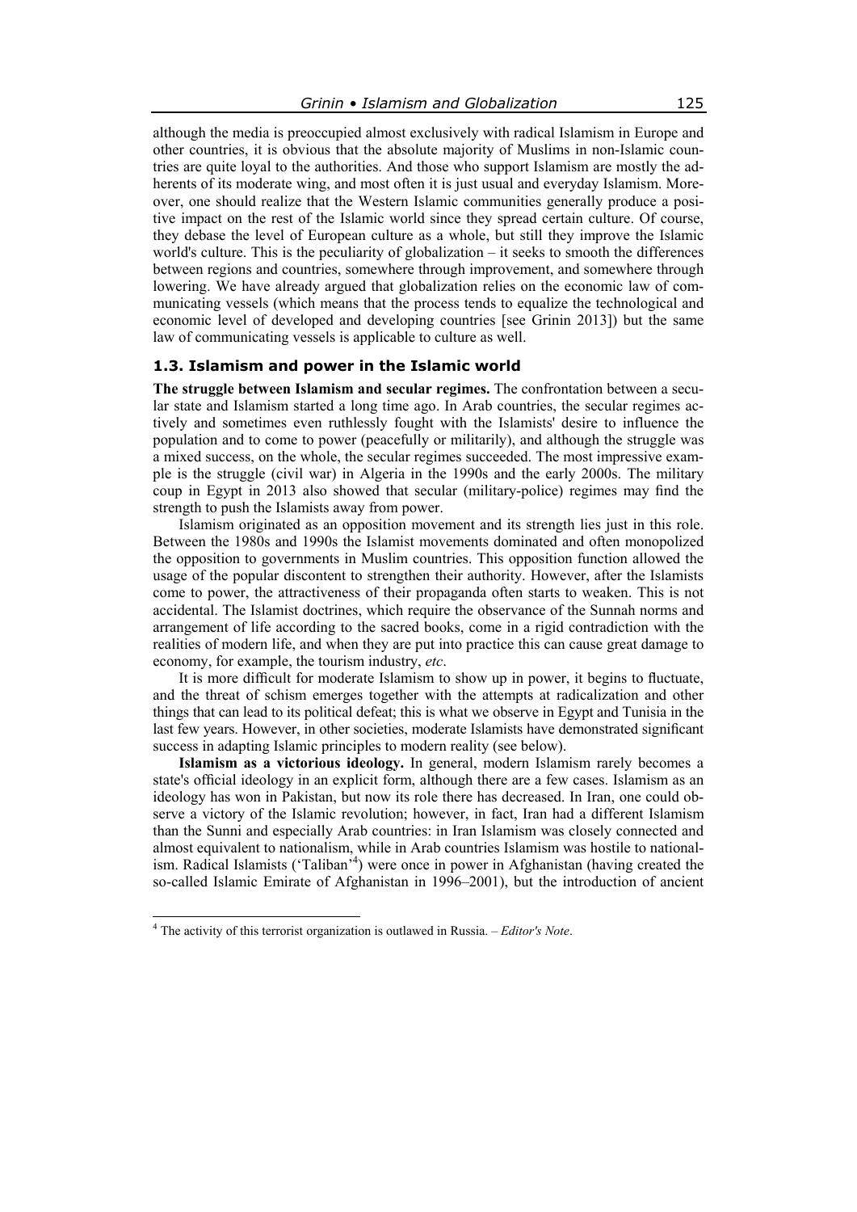although the media is preoccupied almost exclusively with radical Islamism in Europe and other countries, it is obvious that the absolute majority of Muslims in non-Islamic countries are quite loyal to the authorities. And those who support Islamism are mostly the adherents of its moderate wing, and most often it is just usual and everyday Islamism. Moreover, one should realize that the Western Islamic communities generally produce a positive impact on the rest of the Islamic world since they spread certain culture. Of course, they debase the level of European culture as a whole, but still they improve the Islamic world's culture. This is the peculiarity of globalization – it seeks to smooth the differences between regions and countries, somewhere through improvement, and somewhere through lowering. We have already argued that globalization relies on the economic law of communicating vessels (which means that the process tends to equalize the technological and economic level of developed and developing countries [see Grinin 2013]) but the same law of communicating vessels is applicable to culture as well.

### 1.3. Islamism and power in the Islamic world

**The struggle between Islamism and secular regimes.** The confrontation between a secular state and Islamism started a long time ago. In Arab countries, the secular regimes actively and sometimes even ruthlessly fought with the Islamists' desire to influence the population and to come to power (peacefully or militarily), and although the struggle was a mixed success, on the whole, the secular regimes succeeded. The most impressive example is the struggle (civil war) in Algeria in the 1990s and the early 2000s. The military coup in Egypt in 2013 also showed that secular (military-police) regimes may find the strength to push the Islamists away from power.

Islamism originated as an opposition movement and its strength lies just in this role. Between the 1980s and 1990s the Islamist movements dominated and often monopolized the opposition to governments in Muslim countries. This opposition function allowed the usage of the popular discontent to strengthen their authority. However, after the Islamists come to power, the attractiveness of their propaganda often starts to weaken. This is not accidental. The Islamist doctrines, which require the observance of the Sunnah norms and arrangement of life according to the sacred books, come in a rigid contradiction with the realities of modern life, and when they are put into practice this can cause great damage to economy, for example, the tourism industry, *etc*.

It is more difficult for moderate Islamism to show up in power, it begins to fluctuate, and the threat of schism emerges together with the attempts at radicalization and other things that can lead to its political defeat; this is what we observe in Egypt and Tunisia in the last few years. However, in other societies, moderate Islamists have demonstrated significant success in adapting Islamic principles to modern reality (see below).

**Islamism as a victorious ideology.** In general, modern Islamism rarely becomes a state's official ideology in an explicit form, although there are a few cases. Islamism as an ideology has won in Pakistan, but now its role there has decreased. In Iran, one could observe a victory of the Islamic revolution; however, in fact, Iran had a different Islamism than the Sunni and especially Arab countries: in Iran Islamism was closely connected and almost equivalent to nationalism, while in Arab countries Islamism was hostile to nationalism. Radical Islamists ('Taliban'[4]) were once in power in Afghanistan (having created the so-called Islamic Emirate of Afghanistan in 1996–2001), but the introduction of ancient

[4] The activity of this terrorist organization is outlawed in Russia. – *Editor's Note*.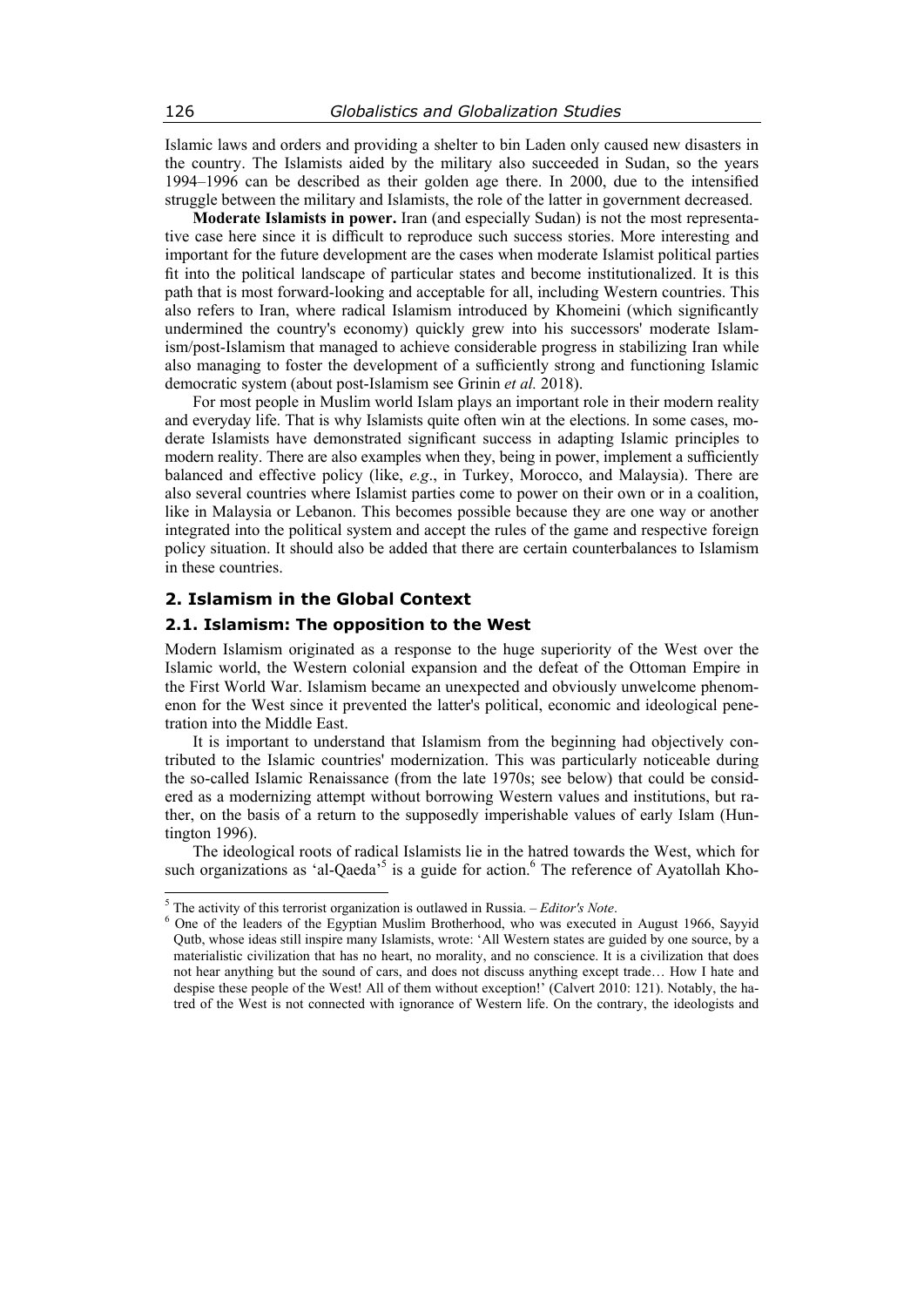Islamic laws and orders and providing a shelter to bin Laden only caused new disasters in the country. The Islamists aided by the military also succeeded in Sudan, so the years 1994–1996 can be described as their golden age there. In 2000, due to the intensified struggle between the military and Islamists, the role of the latter in government decreased.

**Moderate Islamists in power.** Iran (and especially Sudan) is not the most representative case here since it is difficult to reproduce such success stories. More interesting and important for the future development are the cases when moderate Islamist political parties fit into the political landscape of particular states and become institutionalized. It is this path that is most forward-looking and acceptable for all, including Western countries. This also refers to Iran, where radical Islamism introduced by Khomeini (which significantly undermined the country's economy) quickly grew into his successors' moderate Islamism/post-Islamism that managed to achieve considerable progress in stabilizing Iran while also managing to foster the development of a sufficiently strong and functioning Islamic democratic system (about post-Islamism see Grinin *et al.* 2018).

For most people in Muslim world Islam plays an important role in their modern reality and everyday life. That is why Islamists quite often win at the elections. In some cases, moderate Islamists have demonstrated significant success in adapting Islamic principles to modern reality. There are also examples when they, being in power, implement a sufficiently balanced and effective policy (like, *e.g*., in Turkey, Morocco, and Malaysia). There are also several countries where Islamist parties come to power on their own or in a coalition, like in Malaysia or Lebanon. This becomes possible because they are one way or another integrated into the political system and accept the rules of the game and respective foreign policy situation. It should also be added that there are certain counterbalances to Islamism in these countries.

## 2. Islamism in the Global Context

### 2.1. Islamism: The opposition to the West

Modern Islamism originated as a response to the huge superiority of the West over the Islamic world, the Western colonial expansion and the defeat of the Ottoman Empire in the First World War. Islamism became an unexpected and obviously unwelcome phenomenon for the West since it prevented the latter's political, economic and ideological penetration into the Middle East.

It is important to understand that Islamism from the beginning had objectively contributed to the Islamic countries' modernization. This was particularly noticeable during the so-called Islamic Renaissance (from the late 1970s; see below) that could be considered as a modernizing attempt without borrowing Western values and institutions, but rather, on the basis of a return to the supposedly imperishable values of early Islam (Huntington 1996).

The ideological roots of radical Islamists lie in the hatred towards the West, which for such organizations as 'al-Qaeda'[5] is a guide for action.[6] The reference of Ayatollah Kho-

---

[5] The activity of this terrorist organization is outlawed in Russia. – *Editor's Note*.

[6] One of the leaders of the Egyptian Muslim Brotherhood, who was executed in August 1966, Sayyid Qutb, whose ideas still inspire many Islamists, wrote: 'All Western states are guided by one source, by a materialistic civilization that has no heart, no morality, and no conscience. It is a civilization that does not hear anything but the sound of cars, and does not discuss anything except trade… How I hate and despise these people of the West! All of them without exception!' (Calvert 2010: 121). Notably, the hatred of the West is not connected with ignorance of Western life. On the contrary, the ideologists and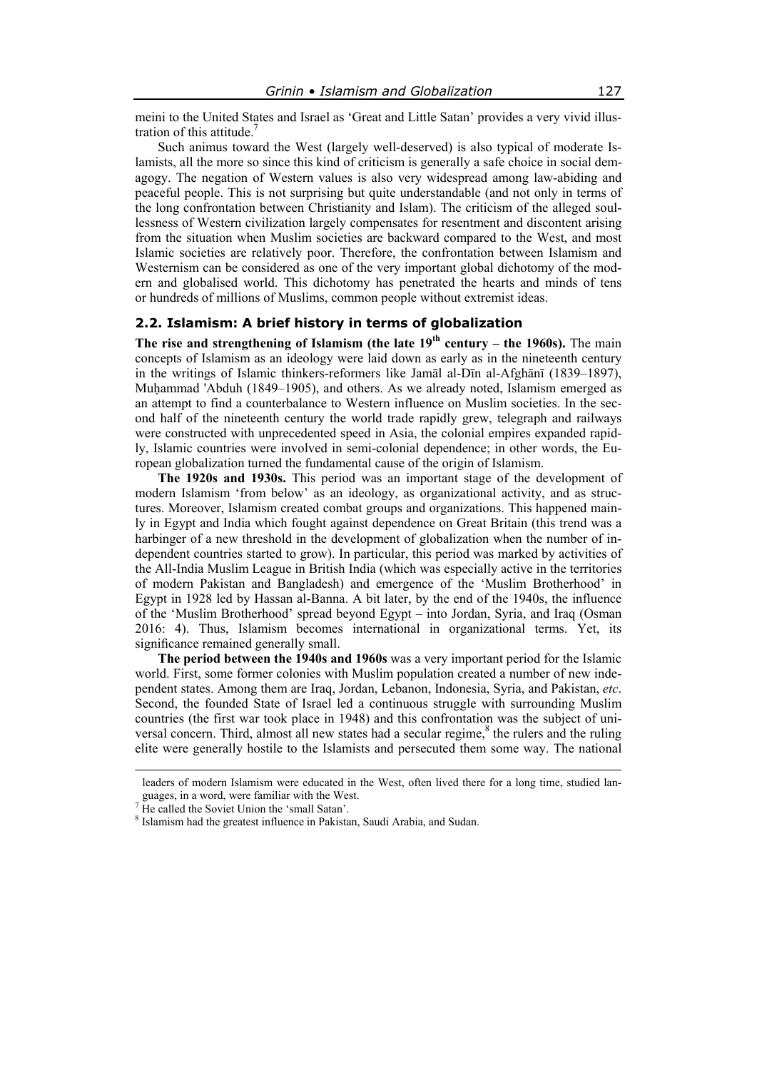meini to the United States and Israel as 'Great and Little Satan' provides a very vivid illustration of this attitude.[7]

Such animus toward the West (largely well-deserved) is also typical of moderate Islamists, all the more so since this kind of criticism is generally a safe choice in social demagogy. The negation of Western values is also very widespread among law-abiding and peaceful people. This is not surprising but quite understandable (and not only in terms of the long confrontation between Christianity and Islam). The criticism of the alleged soullessness of Western civilization largely compensates for resentment and discontent arising from the situation when Muslim societies are backward compared to the West, and most Islamic societies are relatively poor. Therefore, the confrontation between Islamism and Westernism can be considered as one of the very important global dichotomy of the modern and globalised world. This dichotomy has penetrated the hearts and minds of tens or hundreds of millions of Muslims, common people without extremist ideas.

### 2.2. Islamism: A brief history in terms of globalization

**The rise and strengthening of Islamism (the late 19$^{th}$ century – the 1960s).** The main concepts of Islamism as an ideology were laid down as early as in the nineteenth century in the writings of Islamic thinkers-reformers like Jamāl al-Dīn al-Afghānī (1839–1897), Muḥammad 'Abduh (1849–1905), and others. As we already noted, Islamism emerged as an attempt to find a counterbalance to Western influence on Muslim societies. In the second half of the nineteenth century the world trade rapidly grew, telegraph and railways were constructed with unprecedented speed in Asia, the colonial empires expanded rapidly, Islamic countries were involved in semi-colonial dependence; in other words, the European globalization turned the fundamental cause of the origin of Islamism.

**The 1920s and 1930s.** This period was an important stage of the development of modern Islamism 'from below' as an ideology, as organizational activity, and as structures. Moreover, Islamism created combat groups and organizations. This happened mainly in Egypt and India which fought against dependence on Great Britain (this trend was a harbinger of a new threshold in the development of globalization when the number of independent countries started to grow). In particular, this period was marked by activities of the All-India Muslim League in British India (which was especially active in the territories of modern Pakistan and Bangladesh) and emergence of the 'Muslim Brotherhood' in Egypt in 1928 led by Hassan al-Banna. A bit later, by the end of the 1940s, the influence of the 'Muslim Brotherhood' spread beyond Egypt – into Jordan, Syria, and Iraq (Osman 2016: 4). Thus, Islamism becomes international in organizational terms. Yet, its significance remained generally small.

**The period between the 1940s and 1960s** was a very important period for the Islamic world. First, some former colonies with Muslim population created a number of new independent states. Among them are Iraq, Jordan, Lebanon, Indonesia, Syria, and Pakistan, *etc*. Second, the founded State of Israel led a continuous struggle with surrounding Muslim countries (the first war took place in 1948) and this confrontation was the subject of universal concern. Third, almost all new states had a secular regime,[8] the rulers and the ruling elite were generally hostile to the Islamists and persecuted them some way. The national

leaders of modern Islamism were educated in the West, often lived there for a long time, studied languages, in a word, were familiar with the West.

[7] He called the Soviet Union the 'small Satan'.

[8] Islamism had the greatest influence in Pakistan, Saudi Arabia, and Sudan.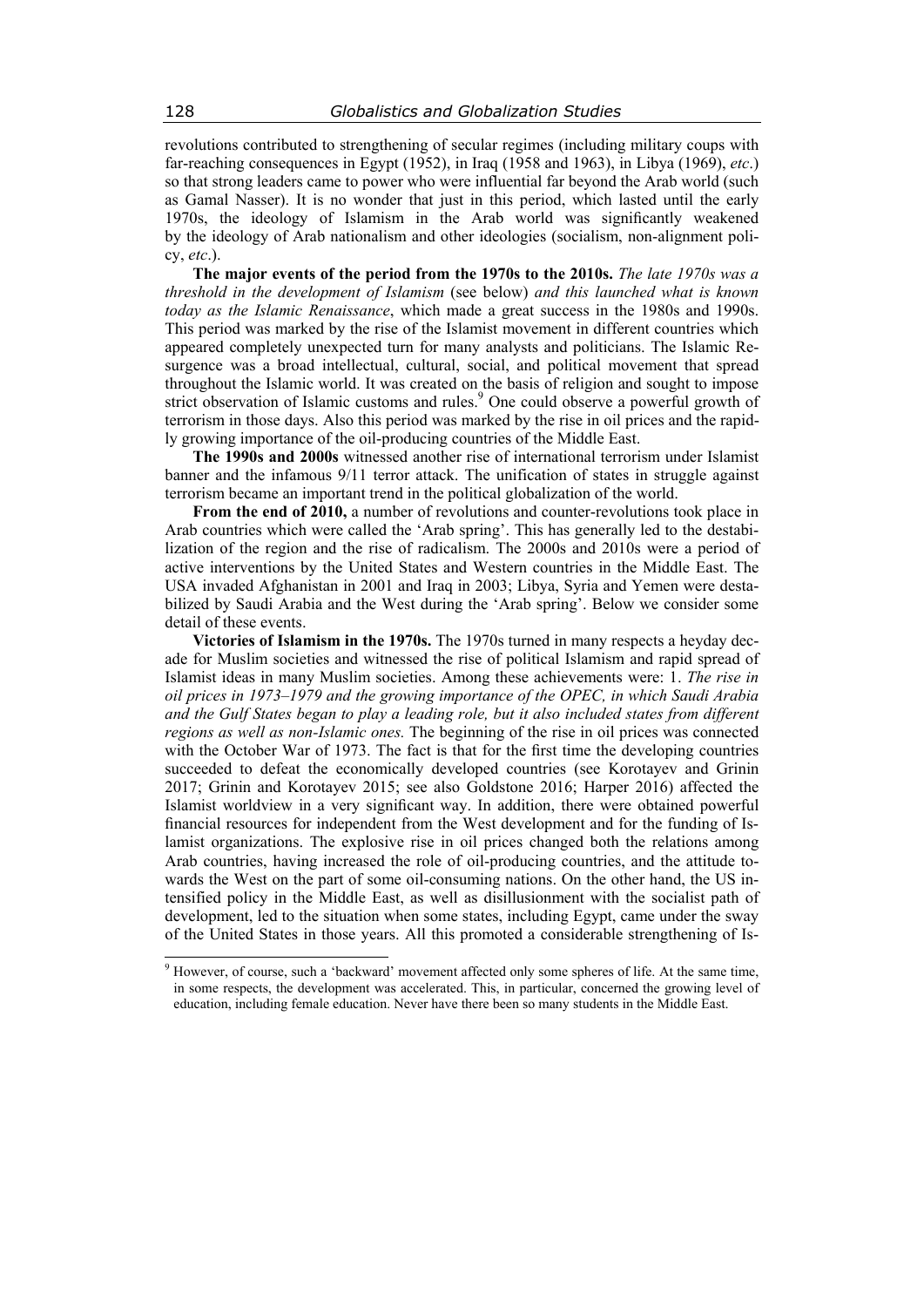revolutions contributed to strengthening of secular regimes (including military coups with far-reaching consequences in Egypt (1952), in Iraq (1958 and 1963), in Libya (1969), *etc*.) so that strong leaders came to power who were influential far beyond the Arab world (such as Gamal Nasser). It is no wonder that just in this period, which lasted until the early 1970s, the ideology of Islamism in the Arab world was significantly weakened by the ideology of Arab nationalism and other ideologies (socialism, non-alignment policy, *etc*.).

**The major events of the period from the 1970s to the 2010s.** *The late 1970s was a threshold in the development of Islamism* (see below) *and this launched what is known today as the Islamic Renaissance*, which made a great success in the 1980s and 1990s. This period was marked by the rise of the Islamist movement in different countries which appeared completely unexpected turn for many analysts and politicians. The Islamic Resurgence was a broad intellectual, cultural, social, and political movement that spread throughout the Islamic world. It was created on the basis of religion and sought to impose strict observation of Islamic customs and rules.[9] One could observe a powerful growth of terrorism in those days. Also this period was marked by the rise in oil prices and the rapidly growing importance of the oil-producing countries of the Middle East.

**The 1990s and 2000s** witnessed another rise of international terrorism under Islamist banner and the infamous 9/11 terror attack. The unification of states in struggle against terrorism became an important trend in the political globalization of the world.

**From the end of 2010,** a number of revolutions and counter-revolutions took place in Arab countries which were called the 'Arab spring'. This has generally led to the destabilization of the region and the rise of radicalism. The 2000s and 2010s were a period of active interventions by the United States and Western countries in the Middle East. The USA invaded Afghanistan in 2001 and Iraq in 2003; Libya, Syria and Yemen were destabilized by Saudi Arabia and the West during the 'Arab spring'. Below we consider some detail of these events.

**Victories of Islamism in the 1970s.** The 1970s turned in many respects a heyday decade for Muslim societies and witnessed the rise of political Islamism and rapid spread of Islamist ideas in many Muslim societies. Among these achievements were: 1. *The rise in oil prices in 1973–1979 and the growing importance of the OPEC, in which Saudi Arabia and the Gulf States began to play a leading role, but it also included states from different regions as well as non-Islamic ones.* The beginning of the rise in oil prices was connected with the October War of 1973. The fact is that for the first time the developing countries succeeded to defeat the economically developed countries (see Korotayev and Grinin 2017; Grinin and Korotayev 2015; see also Goldstone 2016; Harper 2016) affected the Islamist worldview in a very significant way. In addition, there were obtained powerful financial resources for independent from the West development and for the funding of Islamist organizations. The explosive rise in oil prices changed both the relations among Arab countries, having increased the role of oil-producing countries, and the attitude towards the West on the part of some oil-consuming nations. On the other hand, the US intensified policy in the Middle East, as well as disillusionment with the socialist path of development, led to the situation when some states, including Egypt, came under the sway of the United States in those years. All this promoted a considerable strengthening of Is-

[9] However, of course, such a 'backward' movement affected only some spheres of life. At the same time, in some respects, the development was accelerated. This, in particular, concerned the growing level of education, including female education. Never have there been so many students in the Middle East.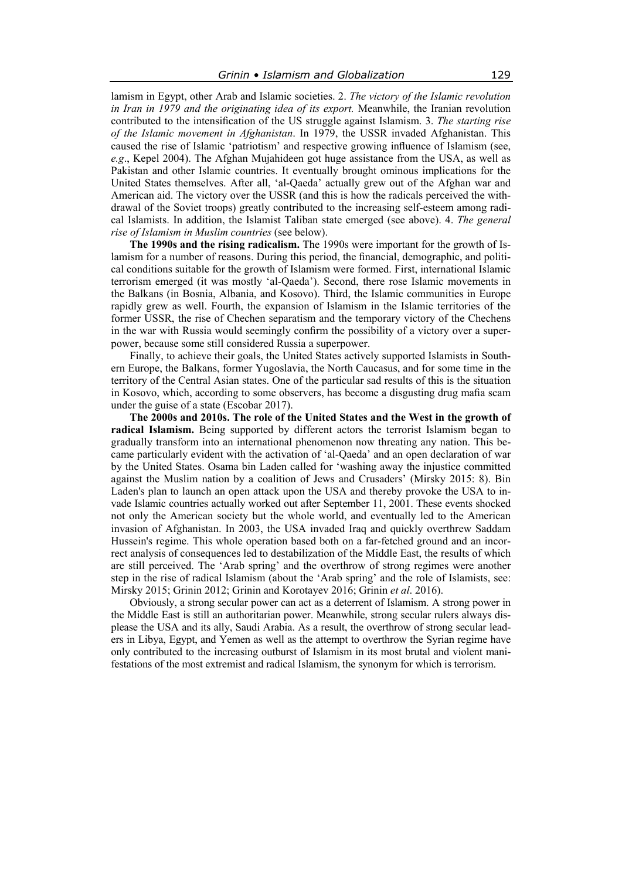lamism in Egypt, other Arab and Islamic societies. 2. *The victory of the Islamic revolution in Iran in 1979 and the originating idea of its export.* Meanwhile, the Iranian revolution contributed to the intensification of the US struggle against Islamism. 3. *The starting rise of the Islamic movement in Afghanistan*. In 1979, the USSR invaded Afghanistan. This caused the rise of Islamic 'patriotism' and respective growing influence of Islamism (see, *e.g*., Kepel 2004). The Afghan Mujahideen got huge assistance from the USA, as well as Pakistan and other Islamic countries. It eventually brought ominous implications for the United States themselves. After all, 'al-Qaeda' actually grew out of the Afghan war and American aid. The victory over the USSR (and this is how the radicals perceived the withdrawal of the Soviet troops) greatly contributed to the increasing self-esteem among radical Islamists. In addition, the Islamist Taliban state emerged (see above). 4. *The general rise of Islamism in Muslim countries* (see below).

**The 1990s and the rising radicalism.** The 1990s were important for the growth of Islamism for a number of reasons. During this period, the financial, demographic, and political conditions suitable for the growth of Islamism were formed. First, international Islamic terrorism emerged (it was mostly 'al-Qaeda'). Second, there rose Islamic movements in the Balkans (in Bosnia, Albania, and Kosovo). Third, the Islamic communities in Europe rapidly grew as well. Fourth, the expansion of Islamism in the Islamic territories of the former USSR, the rise of Chechen separatism and the temporary victory of the Chechens in the war with Russia would seemingly confirm the possibility of a victory over a superpower, because some still considered Russia a superpower.

Finally, to achieve their goals, the United States actively supported Islamists in Southern Europe, the Balkans, former Yugoslavia, the North Caucasus, and for some time in the territory of the Central Asian states. One of the particular sad results of this is the situation in Kosovo, which, according to some observers, has become a disgusting drug mafia scam under the guise of a state (Escobar 2017).

**The 2000s and 2010s. The role of the United States and the West in the growth of radical Islamism.** Being supported by different actors the terrorist Islamism began to gradually transform into an international phenomenon now threating any nation. This became particularly evident with the activation of 'al-Qaeda' and an open declaration of war by the United States. Osama bin Laden called for 'washing away the injustice committed against the Muslim nation by a coalition of Jews and Crusaders' (Mirsky 2015: 8). Bin Laden's plan to launch an open attack upon the USA and thereby provoke the USA to invade Islamic countries actually worked out after September 11, 2001. These events shocked not only the American society but the whole world, and eventually led to the American invasion of Afghanistan. In 2003, the USA invaded Iraq and quickly overthrew Saddam Hussein's regime. This whole operation based both on a far-fetched ground and an incorrect analysis of consequences led to destabilization of the Middle East, the results of which are still perceived. The 'Arab spring' and the overthrow of strong regimes were another step in the rise of radical Islamism (about the 'Arab spring' and the role of Islamists, see: Mirsky 2015; Grinin 2012; Grinin and Korotayev 2016; Grinin *et al*. 2016).

Obviously, a strong secular power can act as a deterrent of Islamism. A strong power in the Middle East is still an authoritarian power. Meanwhile, strong secular rulers always displease the USA and its ally, Saudi Arabia. As a result, the overthrow of strong secular leaders in Libya, Egypt, and Yemen as well as the attempt to overthrow the Syrian regime have only contributed to the increasing outburst of Islamism in its most brutal and violent manifestations of the most extremist and radical Islamism, the synonym for which is terrorism.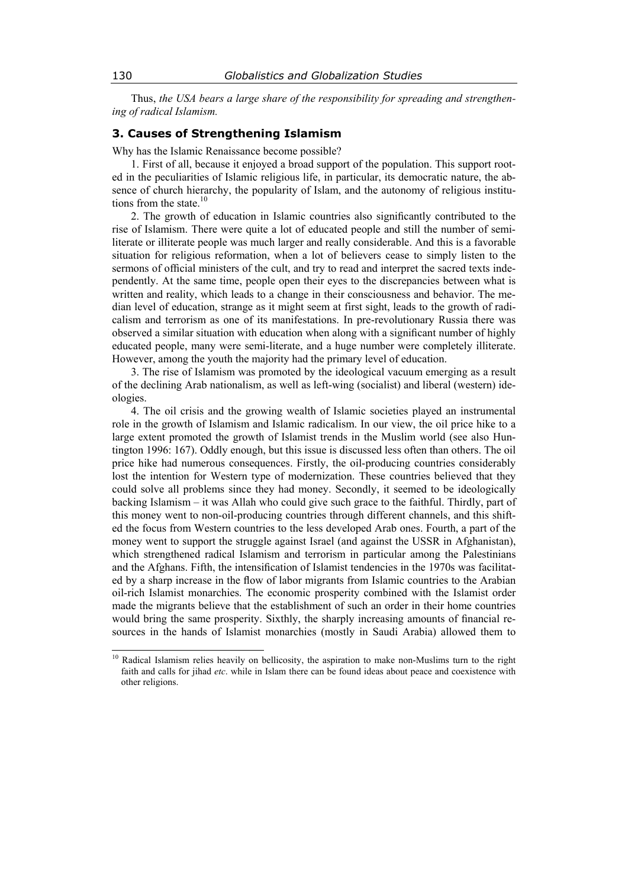Thus, *the USA bears a large share of the responsibility for spreading and strengthening of radical Islamism.*

## 3. Causes of Strengthening Islamism

Why has the Islamic Renaissance become possible?

1. First of all, because it enjoyed a broad support of the population. This support rooted in the peculiarities of Islamic religious life, in particular, its democratic nature, the absence of church hierarchy, the popularity of Islam, and the autonomy of religious institutions from the state.[10]

2. The growth of education in Islamic countries also significantly contributed to the rise of Islamism. There were quite a lot of educated people and still the number of semi-literate or illiterate people was much larger and really considerable. And this is a favorable situation for religious reformation, when a lot of believers cease to simply listen to the sermons of official ministers of the cult, and try to read and interpret the sacred texts independently. At the same time, people open their eyes to the discrepancies between what is written and reality, which leads to a change in their consciousness and behavior. The median level of education, strange as it might seem at first sight, leads to the growth of radicalism and terrorism as one of its manifestations. In pre-revolutionary Russia there was observed a similar situation with education when along with a significant number of highly educated people, many were semi-literate, and a huge number were completely illiterate. However, among the youth the majority had the primary level of education.

3. The rise of Islamism was promoted by the ideological vacuum emerging as a result of the declining Arab nationalism, as well as left-wing (socialist) and liberal (western) ideologies.

4. The oil crisis and the growing wealth of Islamic societies played an instrumental role in the growth of Islamism and Islamic radicalism. In our view, the oil price hike to a large extent promoted the growth of Islamist trends in the Muslim world (see also Huntington 1996: 167). Oddly enough, but this issue is discussed less often than others. The oil price hike had numerous consequences. Firstly, the oil-producing countries considerably lost the intention for Western type of modernization. These countries believed that they could solve all problems since they had money. Secondly, it seemed to be ideologically backing Islamism – it was Allah who could give such grace to the faithful. Thirdly, part of this money went to non-oil-producing countries through different channels, and this shifted the focus from Western countries to the less developed Arab ones. Fourth, a part of the money went to support the struggle against Israel (and against the USSR in Afghanistan), which strengthened radical Islamism and terrorism in particular among the Palestinians and the Afghans. Fifth, the intensification of Islamist tendencies in the 1970s was facilitated by a sharp increase in the flow of labor migrants from Islamic countries to the Arabian oil-rich Islamist monarchies. The economic prosperity combined with the Islamist order made the migrants believe that the establishment of such an order in their home countries would bring the same prosperity. Sixthly, the sharply increasing amounts of financial resources in the hands of Islamist monarchies (mostly in Saudi Arabia) allowed them to

---

[10] Radical Islamism relies heavily on bellicosity, the aspiration to make non-Muslims turn to the right faith and calls for jihad *etc*. while in Islam there can be found ideas about peace and coexistence with other religions.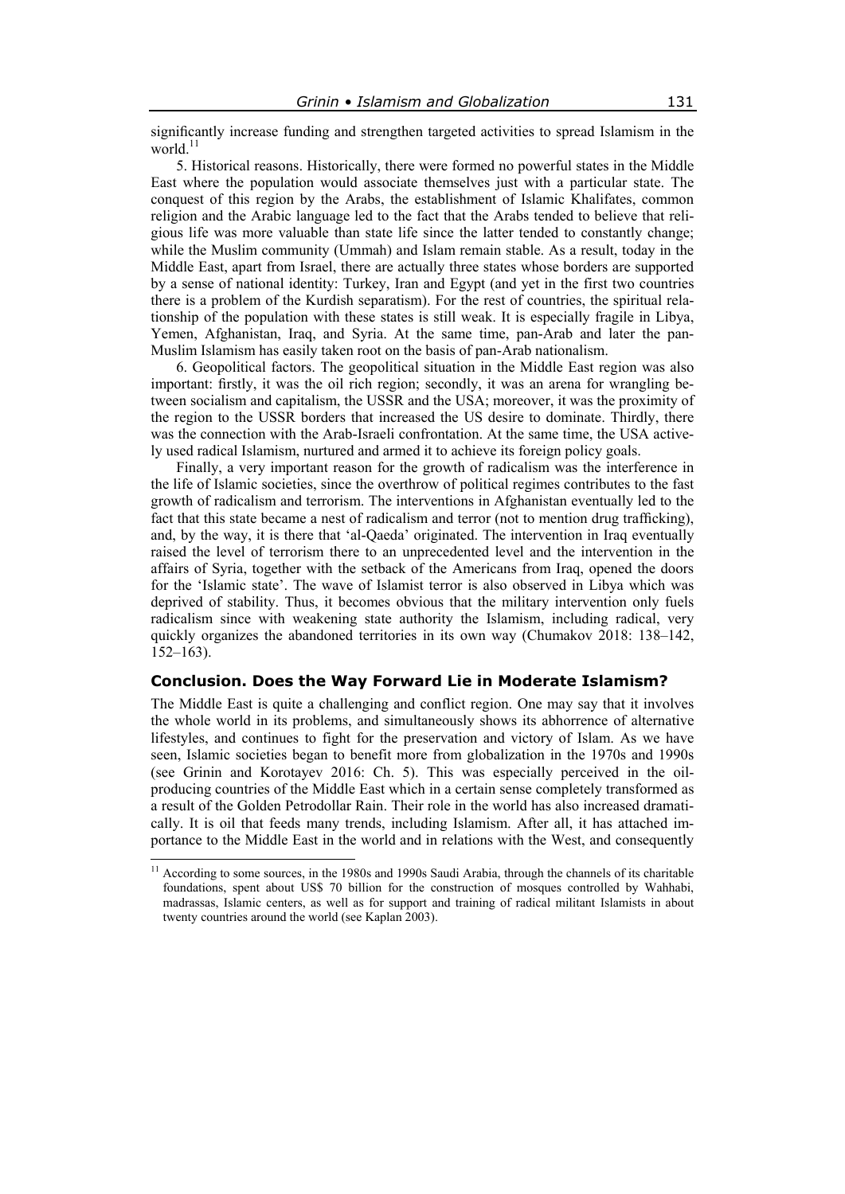significantly increase funding and strengthen targeted activities to spread Islamism in the world.[11]

5. Historical reasons. Historically, there were formed no powerful states in the Middle East where the population would associate themselves just with a particular state. The conquest of this region by the Arabs, the establishment of Islamic Khalifates, common religion and the Arabic language led to the fact that the Arabs tended to believe that religious life was more valuable than state life since the latter tended to constantly change; while the Muslim community (Ummah) and Islam remain stable. As a result, today in the Middle East, apart from Israel, there are actually three states whose borders are supported by a sense of national identity: Turkey, Iran and Egypt (and yet in the first two countries there is a problem of the Kurdish separatism). For the rest of countries, the spiritual relationship of the population with these states is still weak. It is especially fragile in Libya, Yemen, Afghanistan, Iraq, and Syria. At the same time, pan-Arab and later the pan-Muslim Islamism has easily taken root on the basis of pan-Arab nationalism.

6. Geopolitical factors. The geopolitical situation in the Middle East region was also important: firstly, it was the oil rich region; secondly, it was an arena for wrangling between socialism and capitalism, the USSR and the USA; moreover, it was the proximity of the region to the USSR borders that increased the US desire to dominate. Thirdly, there was the connection with the Arab-Israeli confrontation. At the same time, the USA actively used radical Islamism, nurtured and armed it to achieve its foreign policy goals.

Finally, a very important reason for the growth of radicalism was the interference in the life of Islamic societies, since the overthrow of political regimes contributes to the fast growth of radicalism and terrorism. The interventions in Afghanistan eventually led to the fact that this state became a nest of radicalism and terror (not to mention drug trafficking), and, by the way, it is there that 'al-Qaeda' originated. The intervention in Iraq eventually raised the level of terrorism there to an unprecedented level and the intervention in the affairs of Syria, together with the setback of the Americans from Iraq, opened the doors for the 'Islamic state'. The wave of Islamist terror is also observed in Libya which was deprived of stability. Thus, it becomes obvious that the military intervention only fuels radicalism since with weakening state authority the Islamism, including radical, very quickly organizes the abandoned territories in its own way (Chumakov 2018: 138–142, 152–163).

## Conclusion. Does the Way Forward Lie in Moderate Islamism?

The Middle East is quite a challenging and conflict region. One may say that it involves the whole world in its problems, and simultaneously shows its abhorrence of alternative lifestyles, and continues to fight for the preservation and victory of Islam. As we have seen, Islamic societies began to benefit more from globalization in the 1970s and 1990s (see Grinin and Korotayev 2016: Ch. 5). This was especially perceived in the oil-producing countries of the Middle East which in a certain sense completely transformed as a result of the Golden Petrodollar Rain. Their role in the world has also increased dramatically. It is oil that feeds many trends, including Islamism. After all, it has attached importance to the Middle East in the world and in relations with the West, and consequently

[11] According to some sources, in the 1980s and 1990s Saudi Arabia, through the channels of its charitable foundations, spent about US$ 70 billion for the construction of mosques controlled by Wahhabi, madrassas, Islamic centers, as well as for support and training of radical militant Islamists in about twenty countries around the world (see Kaplan 2003).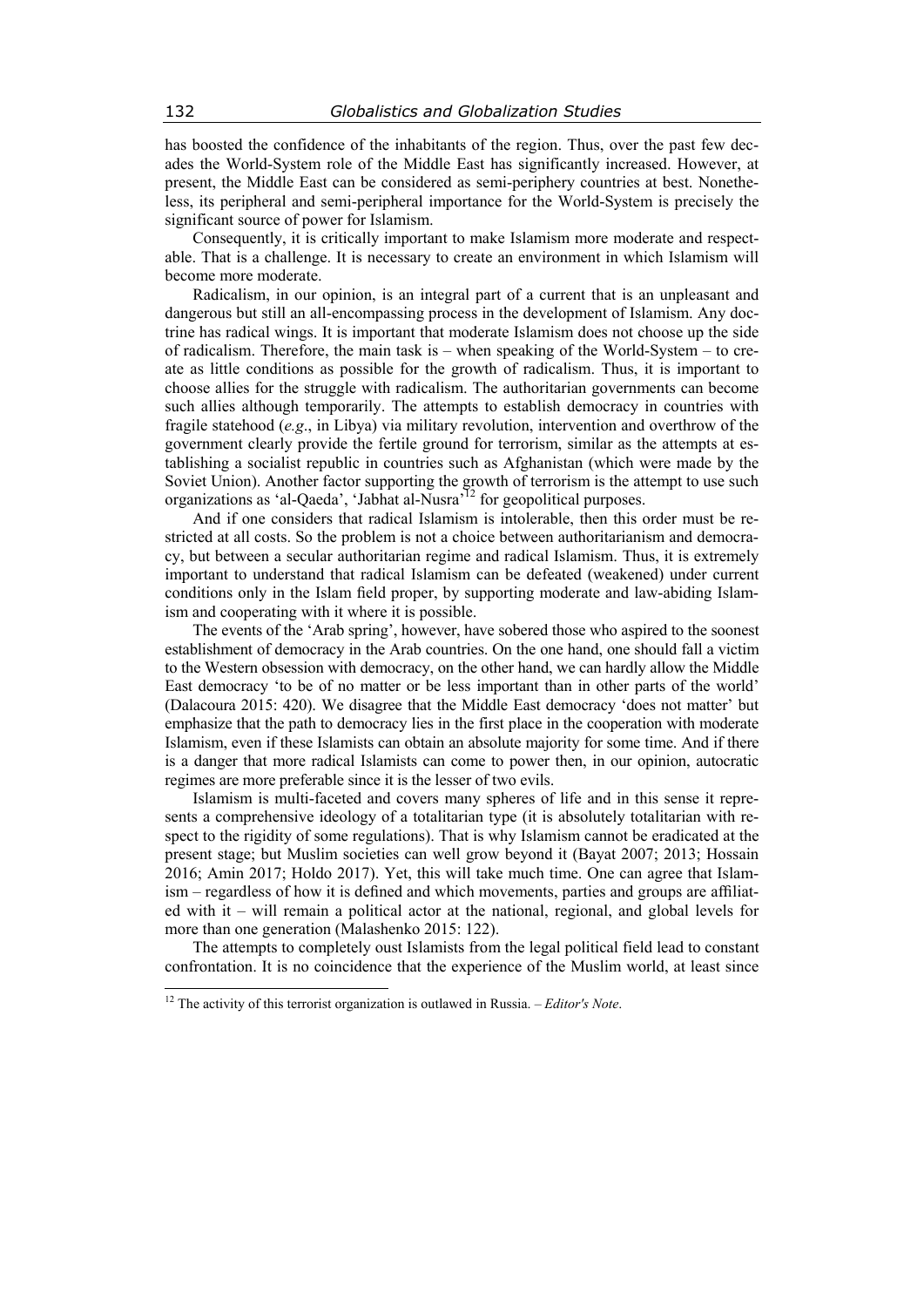has boosted the confidence of the inhabitants of the region. Thus, over the past few decades the World-System role of the Middle East has significantly increased. However, at present, the Middle East can be considered as semi-periphery countries at best. Nonetheless, its peripheral and semi-peripheral importance for the World-System is precisely the significant source of power for Islamism.

Consequently, it is critically important to make Islamism more moderate and respectable. That is a challenge. It is necessary to create an environment in which Islamism will become more moderate.

Radicalism, in our opinion, is an integral part of a current that is an unpleasant and dangerous but still an all-encompassing process in the development of Islamism. Any doctrine has radical wings. It is important that moderate Islamism does not choose up the side of radicalism. Therefore, the main task is – when speaking of the World-System – to create as little conditions as possible for the growth of radicalism. Thus, it is important to choose allies for the struggle with radicalism. The authoritarian governments can become such allies although temporarily. The attempts to establish democracy in countries with fragile statehood (*e.g*., in Libya) via military revolution, intervention and overthrow of the government clearly provide the fertile ground for terrorism, similar as the attempts at establishing a socialist republic in countries such as Afghanistan (which were made by the Soviet Union). Another factor supporting the growth of terrorism is the attempt to use such organizations as 'al-Qaeda', 'Jabhat al-Nusra'[12] for geopolitical purposes.

And if one considers that radical Islamism is intolerable, then this order must be restricted at all costs. So the problem is not a choice between authoritarianism and democracy, but between a secular authoritarian regime and radical Islamism. Thus, it is extremely important to understand that radical Islamism can be defeated (weakened) under current conditions only in the Islam field proper, by supporting moderate and law-abiding Islamism and cooperating with it where it is possible.

The events of the 'Arab spring', however, have sobered those who aspired to the soonest establishment of democracy in the Arab countries. On the one hand, one should fall a victim to the Western obsession with democracy, on the other hand, we can hardly allow the Middle East democracy 'to be of no matter or be less important than in other parts of the world' (Dalacoura 2015: 420). We disagree that the Middle East democracy 'does not matter' but emphasize that the path to democracy lies in the first place in the cooperation with moderate Islamism, even if these Islamists can obtain an absolute majority for some time. And if there is a danger that more radical Islamists can come to power then, in our opinion, autocratic regimes are more preferable since it is the lesser of two evils.

Islamism is multi-faceted and covers many spheres of life and in this sense it represents a comprehensive ideology of a totalitarian type (it is absolutely totalitarian with respect to the rigidity of some regulations). That is why Islamism cannot be eradicated at the present stage; but Muslim societies can well grow beyond it (Bayat 2007; 2013; Hossain 2016; Amin 2017; Holdo 2017). Yet, this will take much time. One can agree that Islamism – regardless of how it is defined and which movements, parties and groups are affiliated with it – will remain a political actor at the national, regional, and global levels for more than one generation (Malashenko 2015: 122).

The attempts to completely oust Islamists from the legal political field lead to constant confrontation. It is no coincidence that the experience of the Muslim world, at least since

[12] The activity of this terrorist organization is outlawed in Russia. – *Editor's Note*.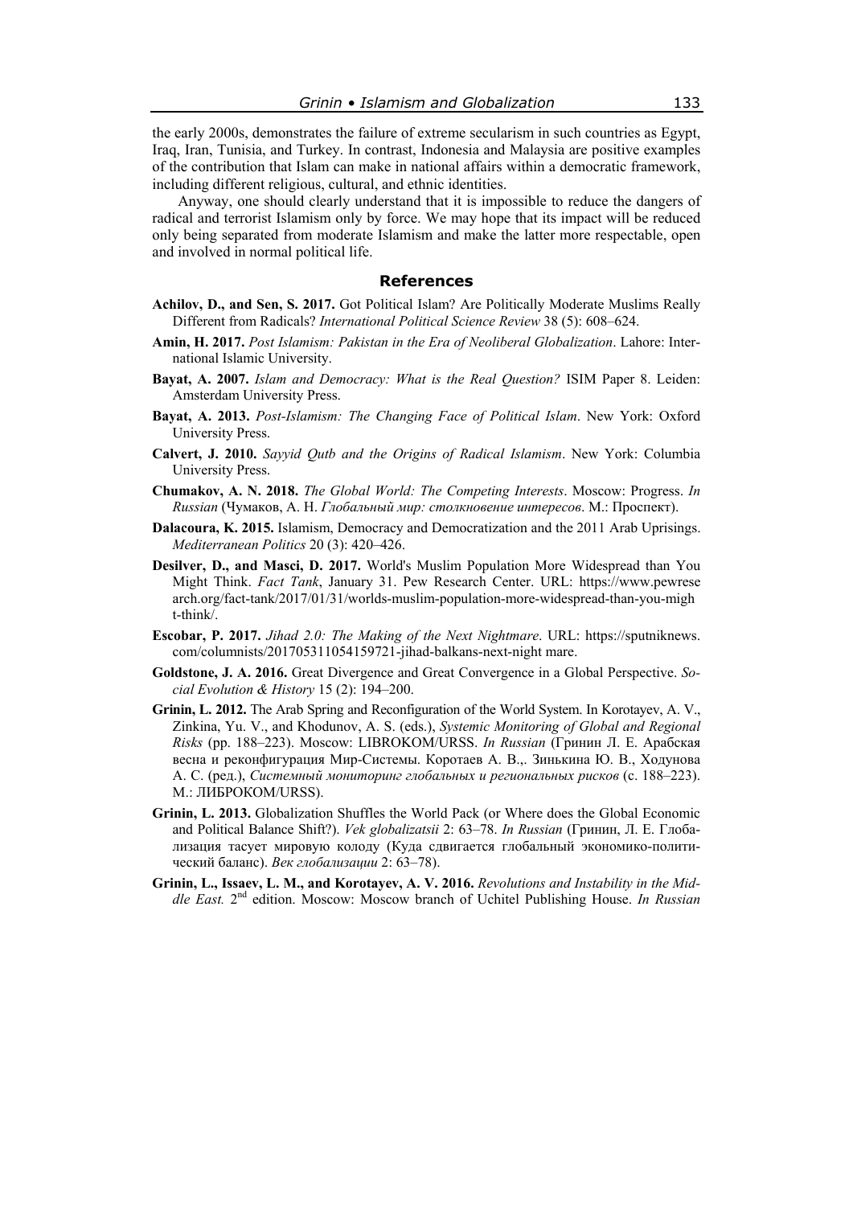the early 2000s, demonstrates the failure of extreme secularism in such countries as Egypt, Iraq, Iran, Tunisia, and Turkey. In contrast, Indonesia and Malaysia are positive examples of the contribution that Islam can make in national affairs within a democratic framework, including different religious, cultural, and ethnic identities.

Anyway, one should clearly understand that it is impossible to reduce the dangers of radical and terrorist Islamism only by force. We may hope that its impact will be reduced only being separated from moderate Islamism and make the latter more respectable, open and involved in normal political life.

## References

**Achilov, D., and Sen, S. 2017.** Got Political Islam? Are Politically Moderate Muslims Really Different from Radicals? *International Political Science Review* 38 (5): 608–624.

**Amin, H. 2017.** *Post Islamism: Pakistan in the Era of Neoliberal Globalization*. Lahore: International Islamic University.

**Bayat, A. 2007.** *Islam and Democracy: What is the Real Question?* ISIM Paper 8. Leiden: Amsterdam University Press.

**Bayat, A. 2013.** *Post-Islamism: The Changing Face of Political Islam*. New York: Oxford University Press.

**Calvert, J. 2010.** *Sayyid Qutb and the Origins of Radical Islamism*. New York: Columbia University Press.

**Chumakov, A. N. 2018.** *The Global World: The Competing Interests*. Moscow: Progress. *In Russian* (Чумаков, А. Н. *Глобальный мир: столкновение интересов*. М.: Проспект).

**Dalacoura, K. 2015.** Islamism, Democracy and Democratization and the 2011 Arab Uprisings. *Mediterranean Politics* 20 (3): 420–426.

**Desilver, D., and Masci, D. 2017.** World's Muslim Population More Widespread than You Might Think. *Fact Tank*, January 31. Pew Research Center. URL: https://www.pewresearch.org/fact-tank/2017/01/31/worlds-muslim-population-more-widespread-than-you-might-think/.

**Escobar, P. 2017.** *Jihad 2.0: The Making of the Next Nightmare*. URL: https://sputniknews.com/columnists/201705311054159721-jihad-balkans-next-night mare.

**Goldstone, J. A. 2016.** Great Divergence and Great Convergence in a Global Perspective. *Social Evolution & History* 15 (2): 194–200.

**Grinin, L. 2012.** The Arab Spring and Reconfiguration of the World System. In Korotayev, A. V., Zinkina, Yu. V., and Khodunov, A. S. (eds.), *Systemic Monitoring of Global and Regional Risks* (pp. 188–223). Moscow: LIBROKOM/URSS. *In Russian* (Гринин Л. Е. Арабская весна и реконфигурация Мир-Системы. Коротаев А. В.,. Зинькина Ю. В., Ходунова А. С. (ред.), *Системный мониторинг глобальных и региональных рисков* (с. 188–223). М.: ЛИБРОКОМ/URSS).

**Grinin, L. 2013.** Globalization Shuffles the World Pack (or Where does the Global Economic and Political Balance Shift?). *Vek globalizatsii* 2: 63–78. *In Russian* (Гринин, Л. Е. Глобализация тасует мировую колоду (Куда сдвигается глобальный экономико-политический баланс). *Век глобализации* 2: 63–78).

**Grinin, L., Issaev, L. M., and Korotayev, A. V. 2016.** *Revolutions and Instability in the Middle East.* 2nd edition. Moscow: Moscow branch of Uchitel Publishing House. *In Russian*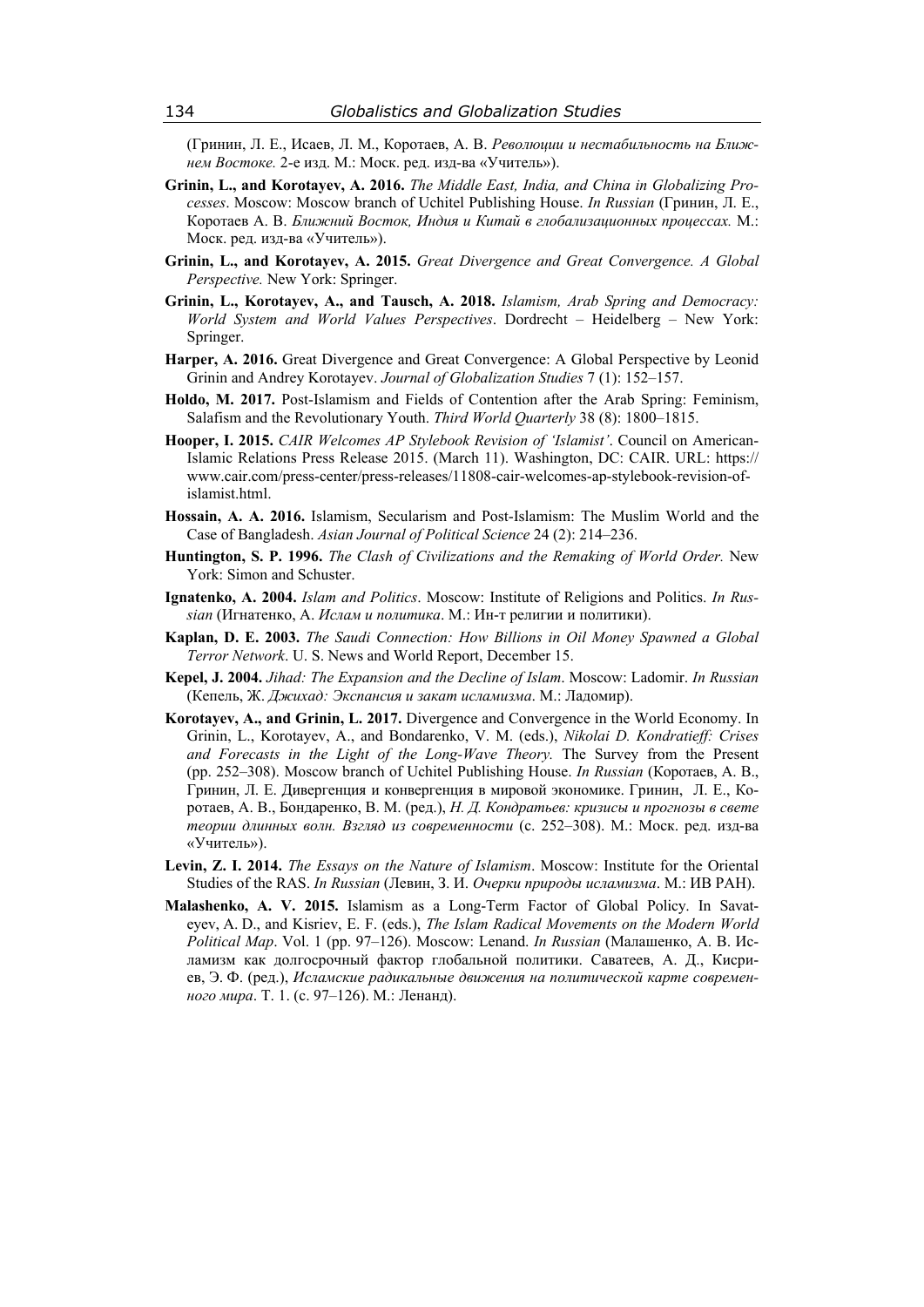(Гринин, Л. Е., Исаев, Л. М., Коротаев, А. В. *Революции и нестабильность на Ближнем Востоке.* 2-е изд. М.: Моск. ред. изд-ва «Учитель»).

**Grinin, L., and Korotayev, A. 2016.** *The Middle East, India, and China in Globalizing Processes*. Moscow: Moscow branch of Uchitel Publishing House. *In Russian* (Гринин, Л. Е., Коротаев А. В. *Ближний Восток, Индия и Китай в глобализационных процессах.* М.: Моск. ред. изд-ва «Учитель»).

**Grinin, L., and Korotayev, A. 2015.** *Great Divergence and Great Convergence. A Global Perspective.* New York: Springer.

**Grinin, L., Korotayev, A., and Tausch, A. 2018.** *Islamism, Arab Spring and Democracy: World System and World Values Perspectives*. Dordrecht – Heidelberg – New York: Springer.

**Harper, A. 2016.** Great Divergence and Great Convergence: A Global Perspective by Leonid Grinin and Andrey Korotayev. *Journal of Globalization Studies* 7 (1): 152–157.

**Holdo, M. 2017.** Post-Islamism and Fields of Contention after the Arab Spring: Feminism, Salafism and the Revolutionary Youth. *Third World Quarterly* 38 (8): 1800–1815.

**Hooper, I. 2015.** *CAIR Welcomes AP Stylebook Revision of 'Islamist'*. Council on American-Islamic Relations Press Release 2015. (March 11). Washington, DC: CAIR. URL: https://www.cair.com/press-center/press-releases/11808-cair-welcomes-ap-stylebook-revision-of-islamist.html.

**Hossain, A. A. 2016.** Islamism, Secularism and Post-Islamism: The Muslim World and the Case of Bangladesh. *Asian Journal of Political Science* 24 (2): 214–236.

**Huntington, S. P. 1996.** *The Clash of Civilizations and the Remaking of World Order.* New York: Simon and Schuster.

**Ignatenko, A. 2004.** *Islam and Politics*. Moscow: Institute of Religions and Politics. *In Russian* (Игнатенко, А. *Ислам и политика*. М.: Ин-т религии и политики).

**Kaplan, D. E. 2003.** *The Saudi Connection: How Billions in Oil Money Spawned a Global Terror Network*. U. S. News and World Report, December 15.

**Kepel, J. 2004.** *Jihad: The Expansion and the Decline of Islam*. Moscow: Ladomir. *In Russian* (Кепель, Ж. *Джихад: Экспансия и закат исламизма*. М.: Ладомир).

**Korotayev, A., and Grinin, L. 2017.** Divergence and Convergence in the World Economy. In Grinin, L., Korotayev, A., and Bondarenko, V. M. (eds.), *Nikolai D. Kondratieff: Crises and Forecasts in the Light of the Long-Wave Theory.* The Survey from the Present (pp. 252–308). Moscow branch of Uchitel Publishing House. *In Russian* (Коротаев, А. В., Гринин, Л. Е. Дивергенция и конвергенция в мировой экономике. Гринин, Л. Е., Коротаев, А. В., Бондаренко, В. М. (ред.), *Н. Д. Кондратьев: кризисы и прогнозы в свете теории длинных волн. Взгляд из современности* (с. 252–308). М.: Моск. ред. изд-ва «Учитель»).

**Levin, Z. I. 2014.** *The Essays on the Nature of Islamism*. Moscow: Institute for the Oriental Studies of the RAS. *In Russian* (Левин, З. И. *Очерки природы исламизма*. М.: ИВ РАН).

**Malashenko, A. V. 2015.** Islamism as a Long-Term Factor of Global Policy. In Savateyev, A. D., and Kisriev, E. F. (eds.), *The Islam Radical Movements on the Modern World Political Map*. Vol. 1 (pp. 97–126). Moscow: Lenand. *In Russian* (Малашенко, А. В. Исламизм как долгосрочный фактор глобальной политики. Саватеев, А. Д., Кисриев, Э. Ф. (ред.), *Исламские радикальные движения на политической карте современного мира*. Т. 1. (с. 97–126). М.: Ленанд).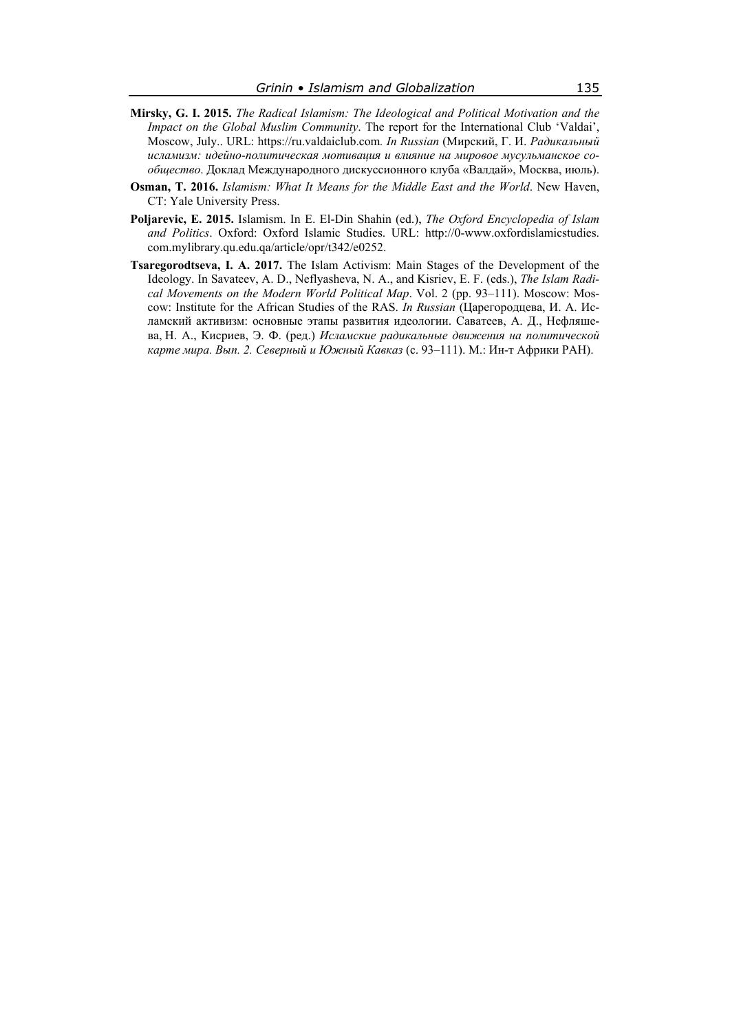**Mirsky, G. I. 2015.** *The Radical Islamism: The Ideological and Political Motivation and the Impact on the Global Muslim Community*. The report for the International Club 'Valdai', Moscow, July.. URL: https://ru.valdaiclub.com*. In Russian* (Мирский, Г. И. *Радикальный исламизм: идейно-политическая мотивация и влияние на мировое мусульманское сообщество*. Доклад Международного дискуссионного клуба «Валдай», Москва, июль).

**Osman, T. 2016.** *Islamism: What It Means for the Middle East and the World*. New Haven, CT: Yale University Press.

**Poljarevic, E. 2015.** Islamism. In E. El-Din Shahin (ed.), *The Oxford Encyclopedia of Islam and Politics*. Oxford: Oxford Islamic Studies. URL: http://0-www.oxfordislamicstudies.com.mylibrary.qu.edu.qa/article/opr/t342/e0252.

**Tsaregorodtseva, I. A. 2017.** The Islam Activism: Main Stages of the Development of the Ideology. In Savateev, A. D., Neflyasheva, N. A., and Kisriev, E. F. (eds.), *The Islam Radical Movements on the Modern World Political Map*. Vol. 2 (pp. 93–111). Moscow: Moscow: Institute for the African Studies of the RAS. *In Russian* (Царегородцева, И. А. Исламский активизм: основные этапы развития идеологии. Саватеев, А. Д., Нефляшева, Н. А., Кисриев, Э. Ф. (ред.) *Исламские радикальные движения на политической карте мира. Вып. 2. Северный и Южный Кавказ* (с. 93–111). М.: Ин-т Африки РАН).